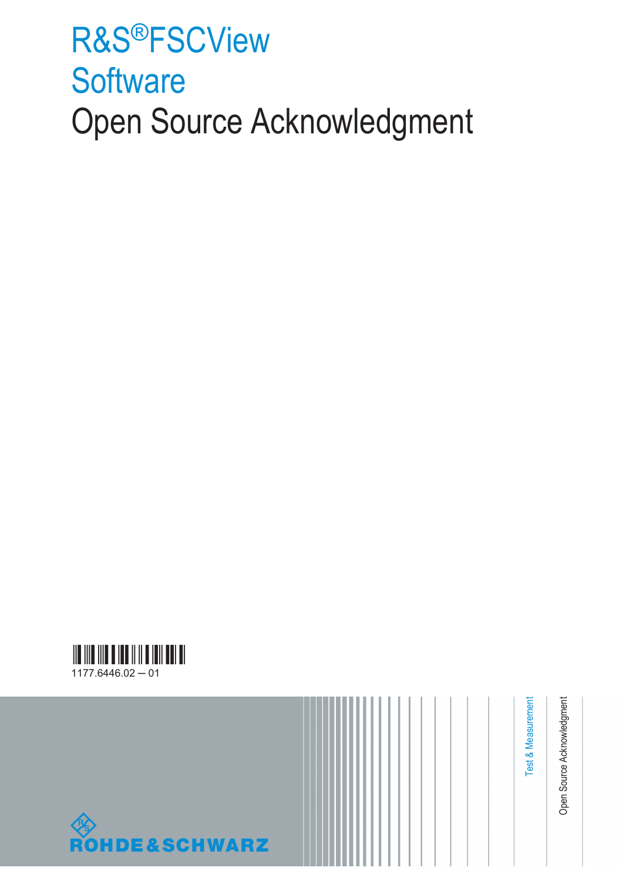# R&S®FSCView Software

# Open Source Acknowledgment

1177.6446.02 — 01

Test & Measurement

Open Source Acknowledgment

ROHDE&SCHWARZ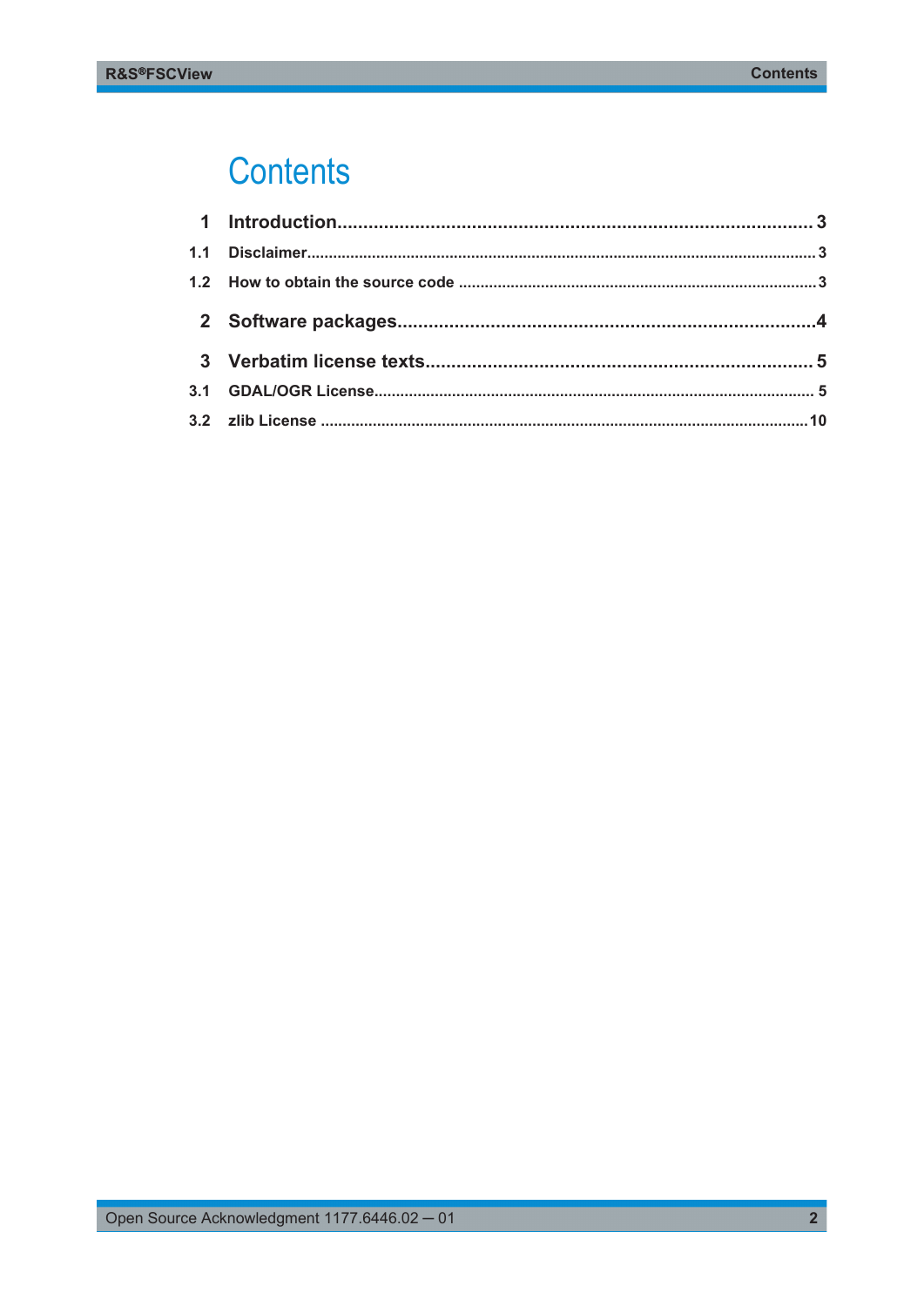# Contents

**1 Introduction** ........................................................ 3

1.1 Disclaimer ........................................................ 3

1.2 How to obtain the source code ........................................................ 3

**2 Software packages** ........................................................ 4

**3 Verbatim license texts** ........................................................ 5

3.1 GDAL/OGR License ........................................................ 5

3.2 zlib License ........................................................ 10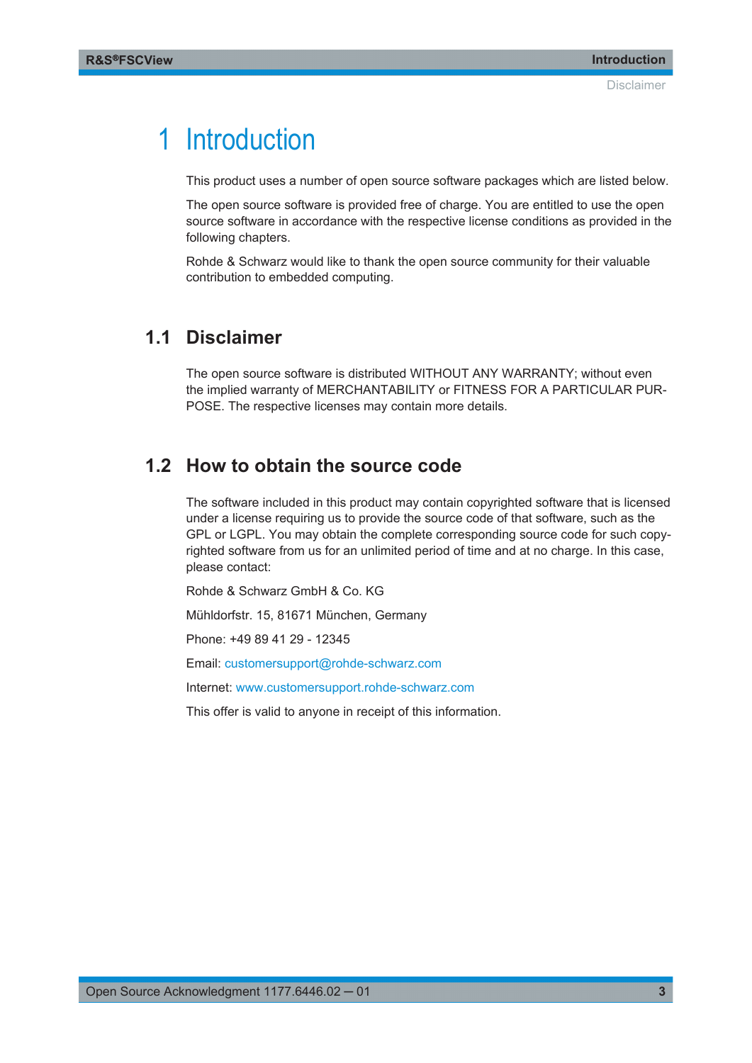# 1 Introduction

This product uses a number of open source software packages which are listed below.

The open source software is provided free of charge. You are entitled to use the open source software in accordance with the respective license conditions as provided in the following chapters.

Rohde & Schwarz would like to thank the open source community for their valuable contribution to embedded computing.

## 1.1 Disclaimer

The open source software is distributed WITHOUT ANY WARRANTY; without even the implied warranty of MERCHANTABILITY or FITNESS FOR A PARTICULAR PURPOSE. The respective licenses may contain more details.

## 1.2 How to obtain the source code

The software included in this product may contain copyrighted software that is licensed under a license requiring us to provide the source code of that software, such as the GPL or LGPL. You may obtain the complete corresponding source code for such copyrighted software from us for an unlimited period of time and at no charge. In this case, please contact:

Rohde & Schwarz GmbH & Co. KG

Mühldorfstr. 15, 81671 München, Germany

Phone: +49 89 41 29 - 12345

Email: customersupport@rohde-schwarz.com

Internet: www.customersupport.rohde-schwarz.com

This offer is valid to anyone in receipt of this information.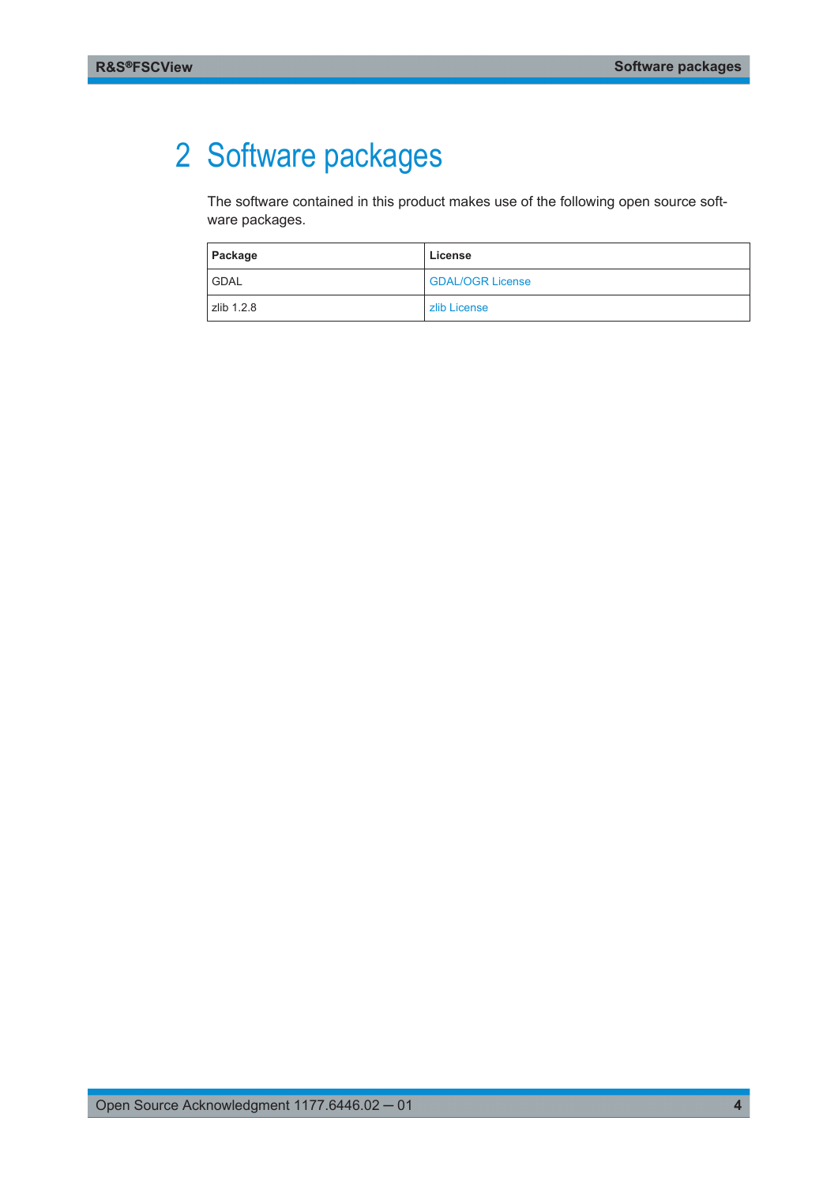# 2 Software packages

The software contained in this product makes use of the following open source software packages.

| Package | License |
| --- | --- |
| GDAL | GDAL/OGR License |
| zlib 1.2.8 | zlib License |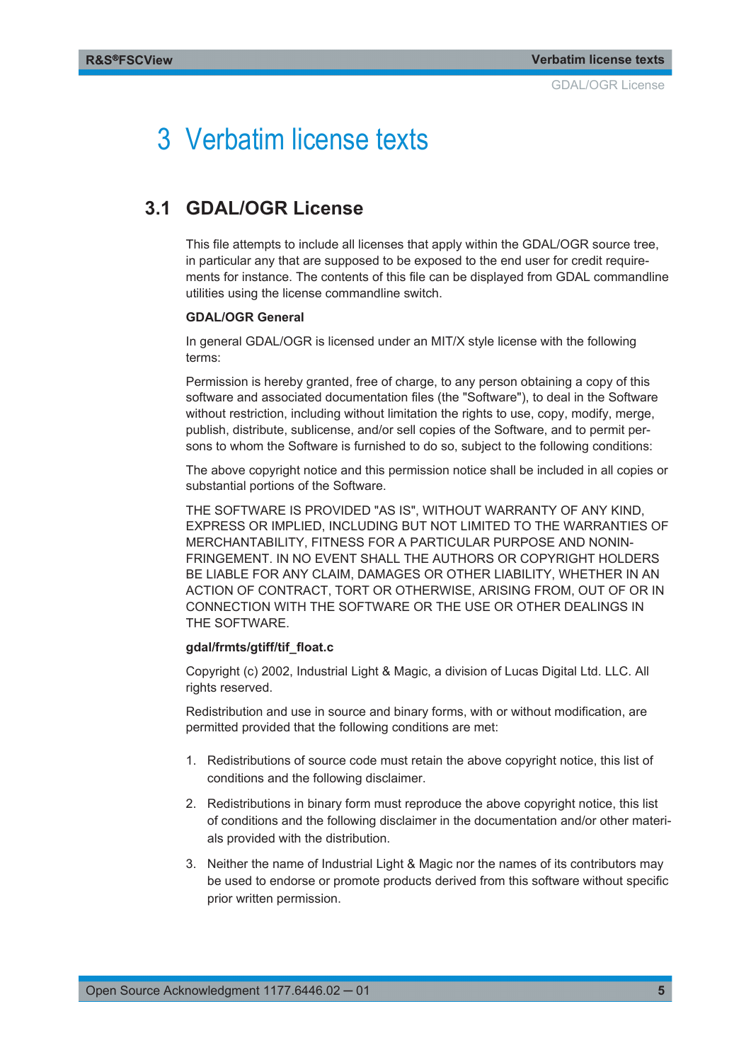# 3 Verbatim license texts

## 3.1 GDAL/OGR License

This file attempts to include all licenses that apply within the GDAL/OGR source tree, in particular any that are supposed to be exposed to the end user for credit requirements for instance. The contents of this file can be displayed from GDAL commandline utilities using the license commandline switch.

**GDAL/OGR General**

In general GDAL/OGR is licensed under an MIT/X style license with the following terms:

Permission is hereby granted, free of charge, to any person obtaining a copy of this software and associated documentation files (the "Software"), to deal in the Software without restriction, including without limitation the rights to use, copy, modify, merge, publish, distribute, sublicense, and/or sell copies of the Software, and to permit persons to whom the Software is furnished to do so, subject to the following conditions:

The above copyright notice and this permission notice shall be included in all copies or substantial portions of the Software.

THE SOFTWARE IS PROVIDED "AS IS", WITHOUT WARRANTY OF ANY KIND, EXPRESS OR IMPLIED, INCLUDING BUT NOT LIMITED TO THE WARRANTIES OF MERCHANTABILITY, FITNESS FOR A PARTICULAR PURPOSE AND NONINFRINGEMENT. IN NO EVENT SHALL THE AUTHORS OR COPYRIGHT HOLDERS BE LIABLE FOR ANY CLAIM, DAMAGES OR OTHER LIABILITY, WHETHER IN AN ACTION OF CONTRACT, TORT OR OTHERWISE, ARISING FROM, OUT OF OR IN CONNECTION WITH THE SOFTWARE OR THE USE OR OTHER DEALINGS IN THE SOFTWARE.

**gdal/frmts/gtiff/tif_float.c**

Copyright (c) 2002, Industrial Light & Magic, a division of Lucas Digital Ltd. LLC. All rights reserved.

Redistribution and use in source and binary forms, with or without modification, are permitted provided that the following conditions are met:

1. Redistributions of source code must retain the above copyright notice, this list of conditions and the following disclaimer.
2. Redistributions in binary form must reproduce the above copyright notice, this list of conditions and the following disclaimer in the documentation and/or other materials provided with the distribution.
3. Neither the name of Industrial Light & Magic nor the names of its contributors may be used to endorse or promote products derived from this software without specific prior written permission.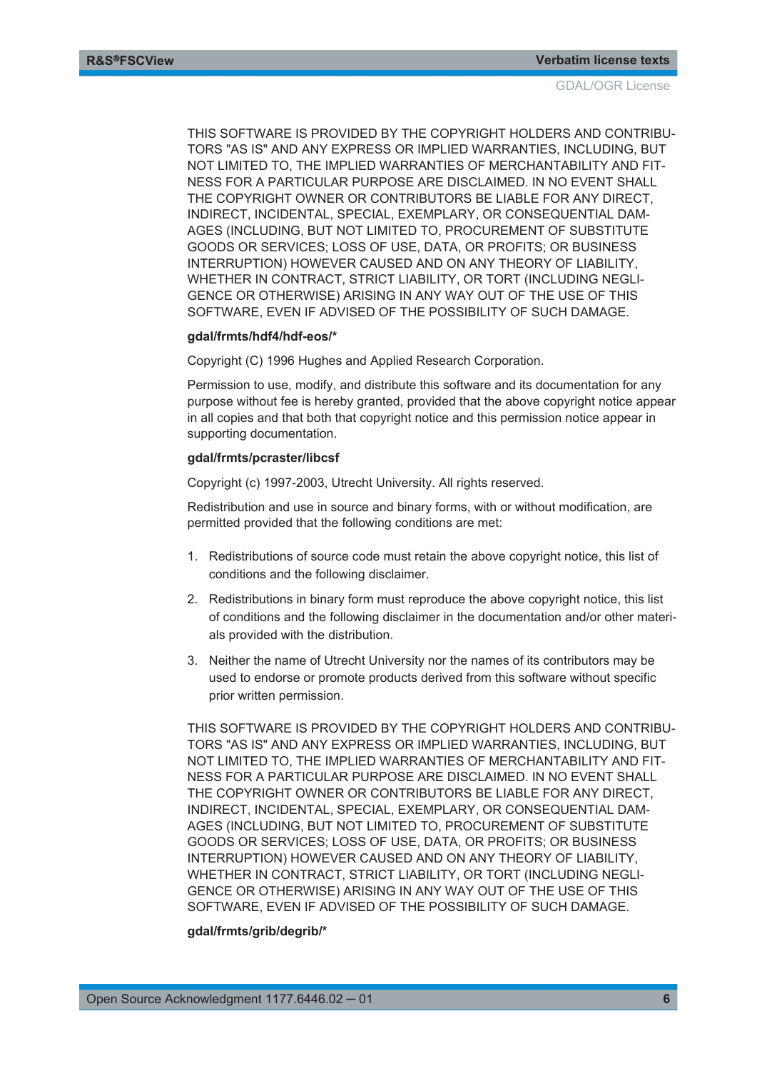THIS SOFTWARE IS PROVIDED BY THE COPYRIGHT HOLDERS AND CONTRIBUTORS "AS IS" AND ANY EXPRESS OR IMPLIED WARRANTIES, INCLUDING, BUT NOT LIMITED TO, THE IMPLIED WARRANTIES OF MERCHANTABILITY AND FITNESS FOR A PARTICULAR PURPOSE ARE DISCLAIMED. IN NO EVENT SHALL THE COPYRIGHT OWNER OR CONTRIBUTORS BE LIABLE FOR ANY DIRECT, INDIRECT, INCIDENTAL, SPECIAL, EXEMPLARY, OR CONSEQUENTIAL DAMAGES (INCLUDING, BUT NOT LIMITED TO, PROCUREMENT OF SUBSTITUTE GOODS OR SERVICES; LOSS OF USE, DATA, OR PROFITS; OR BUSINESS INTERRUPTION) HOWEVER CAUSED AND ON ANY THEORY OF LIABILITY, WHETHER IN CONTRACT, STRICT LIABILITY, OR TORT (INCLUDING NEGLIGENCE OR OTHERWISE) ARISING IN ANY WAY OUT OF THE USE OF THIS SOFTWARE, EVEN IF ADVISED OF THE POSSIBILITY OF SUCH DAMAGE.

**gdal/frmts/hdf4/hdf-eos/***

Copyright (C) 1996 Hughes and Applied Research Corporation.

Permission to use, modify, and distribute this software and its documentation for any purpose without fee is hereby granted, provided that the above copyright notice appear in all copies and that both that copyright notice and this permission notice appear in supporting documentation.

**gdal/frmts/pcraster/libcsf**

Copyright (c) 1997-2003, Utrecht University. All rights reserved.

Redistribution and use in source and binary forms, with or without modification, are permitted provided that the following conditions are met:

1. Redistributions of source code must retain the above copyright notice, this list of conditions and the following disclaimer.
2. Redistributions in binary form must reproduce the above copyright notice, this list of conditions and the following disclaimer in the documentation and/or other materials provided with the distribution.
3. Neither the name of Utrecht University nor the names of its contributors may be used to endorse or promote products derived from this software without specific prior written permission.

THIS SOFTWARE IS PROVIDED BY THE COPYRIGHT HOLDERS AND CONTRIBUTORS "AS IS" AND ANY EXPRESS OR IMPLIED WARRANTIES, INCLUDING, BUT NOT LIMITED TO, THE IMPLIED WARRANTIES OF MERCHANTABILITY AND FITNESS FOR A PARTICULAR PURPOSE ARE DISCLAIMED. IN NO EVENT SHALL THE COPYRIGHT OWNER OR CONTRIBUTORS BE LIABLE FOR ANY DIRECT, INDIRECT, INCIDENTAL, SPECIAL, EXEMPLARY, OR CONSEQUENTIAL DAMAGES (INCLUDING, BUT NOT LIMITED TO, PROCUREMENT OF SUBSTITUTE GOODS OR SERVICES; LOSS OF USE, DATA, OR PROFITS; OR BUSINESS INTERRUPTION) HOWEVER CAUSED AND ON ANY THEORY OF LIABILITY, WHETHER IN CONTRACT, STRICT LIABILITY, OR TORT (INCLUDING NEGLIGENCE OR OTHERWISE) ARISING IN ANY WAY OUT OF THE USE OF THIS SOFTWARE, EVEN IF ADVISED OF THE POSSIBILITY OF SUCH DAMAGE.

**gdal/frmts/grib/degrib/***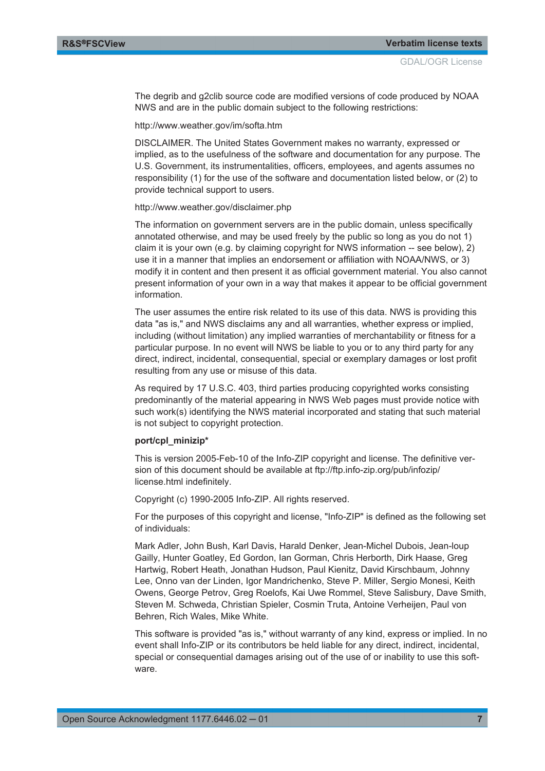The degrib and g2clib source code are modified versions of code produced by NOAA NWS and are in the public domain subject to the following restrictions:

http://www.weather.gov/im/softa.htm

DISCLAIMER. The United States Government makes no warranty, expressed or implied, as to the usefulness of the software and documentation for any purpose. The U.S. Government, its instrumentalities, officers, employees, and agents assumes no responsibility (1) for the use of the software and documentation listed below, or (2) to provide technical support to users.

http://www.weather.gov/disclaimer.php

The information on government servers are in the public domain, unless specifically annotated otherwise, and may be used freely by the public so long as you do not 1) claim it is your own (e.g. by claiming copyright for NWS information -- see below), 2) use it in a manner that implies an endorsement or affiliation with NOAA/NWS, or 3) modify it in content and then present it as official government material. You also cannot present information of your own in a way that makes it appear to be official government information.

The user assumes the entire risk related to its use of this data. NWS is providing this data "as is," and NWS disclaims any and all warranties, whether express or implied, including (without limitation) any implied warranties of merchantability or fitness for a particular purpose. In no event will NWS be liable to you or to any third party for any direct, indirect, incidental, consequential, special or exemplary damages or lost profit resulting from any use or misuse of this data.

As required by 17 U.S.C. 403, third parties producing copyrighted works consisting predominantly of the material appearing in NWS Web pages must provide notice with such work(s) identifying the NWS material incorporated and stating that such material is not subject to copyright protection.

**port/cpl_minizip***

This is version 2005-Feb-10 of the Info-ZIP copyright and license. The definitive version of this document should be available at ftp://ftp.info-zip.org/pub/infozip/license.html indefinitely.

Copyright (c) 1990-2005 Info-ZIP. All rights reserved.

For the purposes of this copyright and license, "Info-ZIP" is defined as the following set of individuals:

Mark Adler, John Bush, Karl Davis, Harald Denker, Jean-Michel Dubois, Jean-loup Gailly, Hunter Goatley, Ed Gordon, Ian Gorman, Chris Herborth, Dirk Haase, Greg Hartwig, Robert Heath, Jonathan Hudson, Paul Kienitz, David Kirschbaum, Johnny Lee, Onno van der Linden, Igor Mandrichenko, Steve P. Miller, Sergio Monesi, Keith Owens, George Petrov, Greg Roelofs, Kai Uwe Rommel, Steve Salisbury, Dave Smith, Steven M. Schweda, Christian Spieler, Cosmin Truta, Antoine Verheijen, Paul von Behren, Rich Wales, Mike White.

This software is provided "as is," without warranty of any kind, express or implied. In no event shall Info-ZIP or its contributors be held liable for any direct, indirect, incidental, special or consequential damages arising out of the use of or inability to use this software.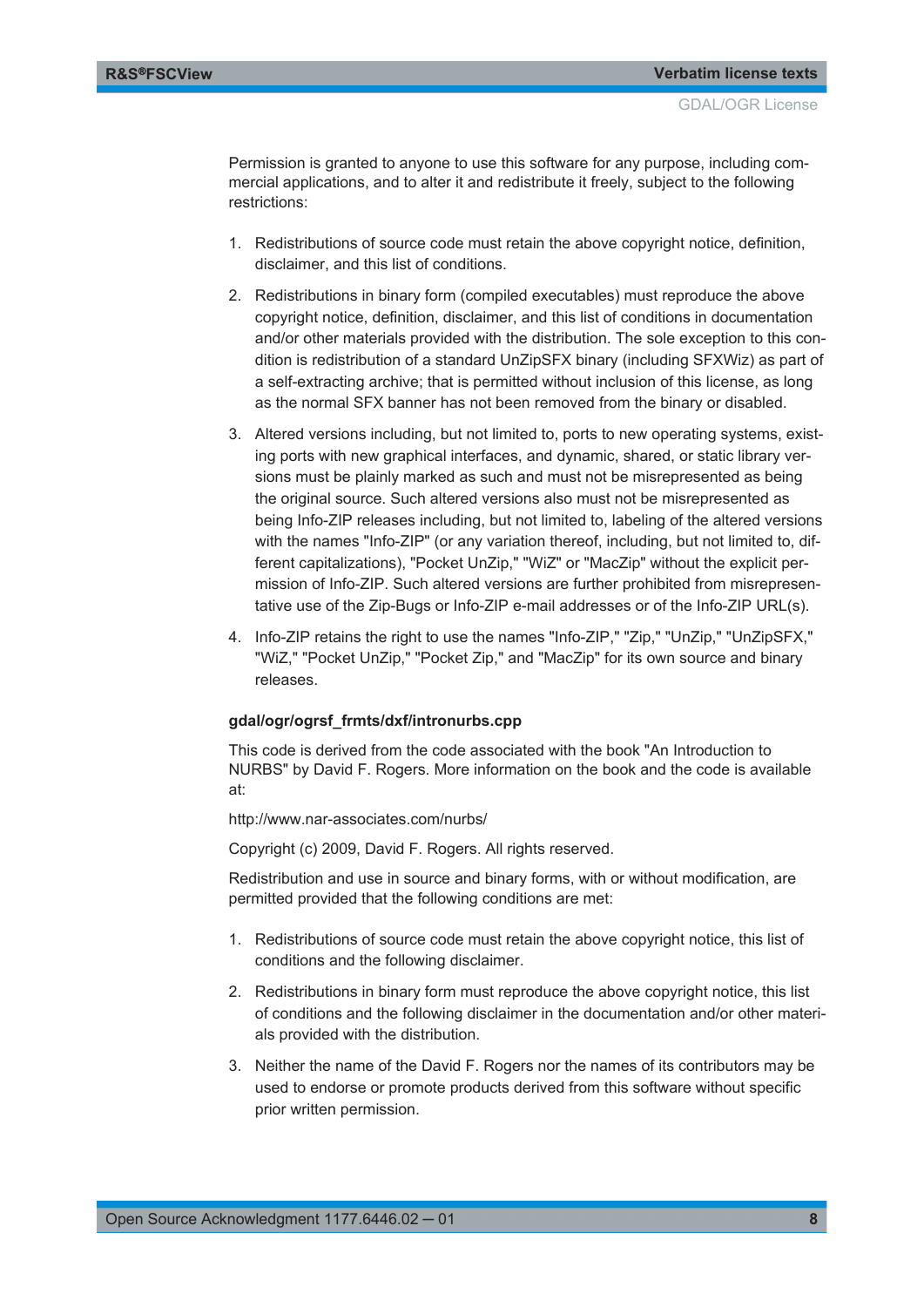Permission is granted to anyone to use this software for any purpose, including commercial applications, and to alter it and redistribute it freely, subject to the following restrictions:

1. Redistributions of source code must retain the above copyright notice, definition, disclaimer, and this list of conditions.
2. Redistributions in binary form (compiled executables) must reproduce the above copyright notice, definition, disclaimer, and this list of conditions in documentation and/or other materials provided with the distribution. The sole exception to this condition is redistribution of a standard UnZipSFX binary (including SFXWiz) as part of a self-extracting archive; that is permitted without inclusion of this license, as long as the normal SFX banner has not been removed from the binary or disabled.
3. Altered versions including, but not limited to, ports to new operating systems, existing ports with new graphical interfaces, and dynamic, shared, or static library versions must be plainly marked as such and must not be misrepresented as being the original source. Such altered versions also must not be misrepresented as being Info-ZIP releases including, but not limited to, labeling of the altered versions with the names "Info-ZIP" (or any variation thereof, including, but not limited to, different capitalizations), "Pocket UnZip," "WiZ" or "MacZip" without the explicit permission of Info-ZIP. Such altered versions are further prohibited from misrepresentative use of the Zip-Bugs or Info-ZIP e-mail addresses or of the Info-ZIP URL(s).
4. Info-ZIP retains the right to use the names "Info-ZIP," "Zip," "UnZip," "UnZipSFX," "WiZ," "Pocket UnZip," "Pocket Zip," and "MacZip" for its own source and binary releases.

**gdal/ogr/ogrsf_frmts/dxf/intronurbs.cpp**

This code is derived from the code associated with the book "An Introduction to NURBS" by David F. Rogers. More information on the book and the code is available at:

http://www.nar-associates.com/nurbs/

Copyright (c) 2009, David F. Rogers. All rights reserved.

Redistribution and use in source and binary forms, with or without modification, are permitted provided that the following conditions are met:

1. Redistributions of source code must retain the above copyright notice, this list of conditions and the following disclaimer.
2. Redistributions in binary form must reproduce the above copyright notice, this list of conditions and the following disclaimer in the documentation and/or other materials provided with the distribution.
3. Neither the name of the David F. Rogers nor the names of its contributors may be used to endorse or promote products derived from this software without specific prior written permission.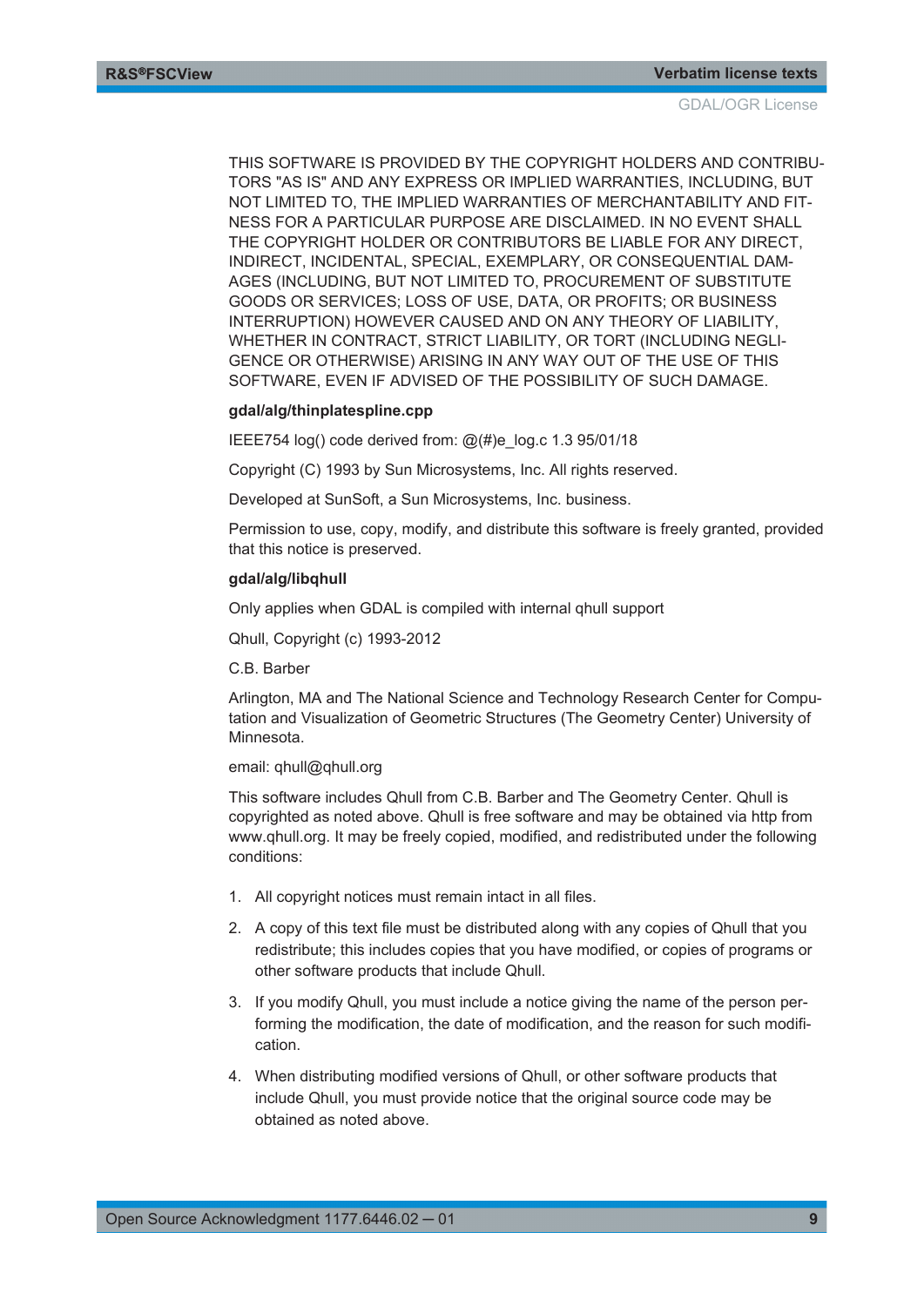THIS SOFTWARE IS PROVIDED BY THE COPYRIGHT HOLDERS AND CONTRIBUTORS "AS IS" AND ANY EXPRESS OR IMPLIED WARRANTIES, INCLUDING, BUT NOT LIMITED TO, THE IMPLIED WARRANTIES OF MERCHANTABILITY AND FITNESS FOR A PARTICULAR PURPOSE ARE DISCLAIMED. IN NO EVENT SHALL THE COPYRIGHT HOLDER OR CONTRIBUTORS BE LIABLE FOR ANY DIRECT, INDIRECT, INCIDENTAL, SPECIAL, EXEMPLARY, OR CONSEQUENTIAL DAMAGES (INCLUDING, BUT NOT LIMITED TO, PROCUREMENT OF SUBSTITUTE GOODS OR SERVICES; LOSS OF USE, DATA, OR PROFITS; OR BUSINESS INTERRUPTION) HOWEVER CAUSED AND ON ANY THEORY OF LIABILITY, WHETHER IN CONTRACT, STRICT LIABILITY, OR TORT (INCLUDING NEGLIGENCE OR OTHERWISE) ARISING IN ANY WAY OUT OF THE USE OF THIS SOFTWARE, EVEN IF ADVISED OF THE POSSIBILITY OF SUCH DAMAGE.

**gdal/alg/thinplatespline.cpp**

IEEE754 log() code derived from: @(#)e_log.c 1.3 95/01/18

Copyright (C) 1993 by Sun Microsystems, Inc. All rights reserved.

Developed at SunSoft, a Sun Microsystems, Inc. business.

Permission to use, copy, modify, and distribute this software is freely granted, provided that this notice is preserved.

**gdal/alg/libqhull**

Only applies when GDAL is compiled with internal qhull support

Qhull, Copyright (c) 1993-2012

C.B. Barber

Arlington, MA and The National Science and Technology Research Center for Computation and Visualization of Geometric Structures (The Geometry Center) University of Minnesota.

email: qhull@qhull.org

This software includes Qhull from C.B. Barber and The Geometry Center. Qhull is copyrighted as noted above. Qhull is free software and may be obtained via http from www.qhull.org. It may be freely copied, modified, and redistributed under the following conditions:

1. All copyright notices must remain intact in all files.
2. A copy of this text file must be distributed along with any copies of Qhull that you redistribute; this includes copies that you have modified, or copies of programs or other software products that include Qhull.
3. If you modify Qhull, you must include a notice giving the name of the person performing the modification, the date of modification, and the reason for such modification.
4. When distributing modified versions of Qhull, or other software products that include Qhull, you must provide notice that the original source code may be obtained as noted above.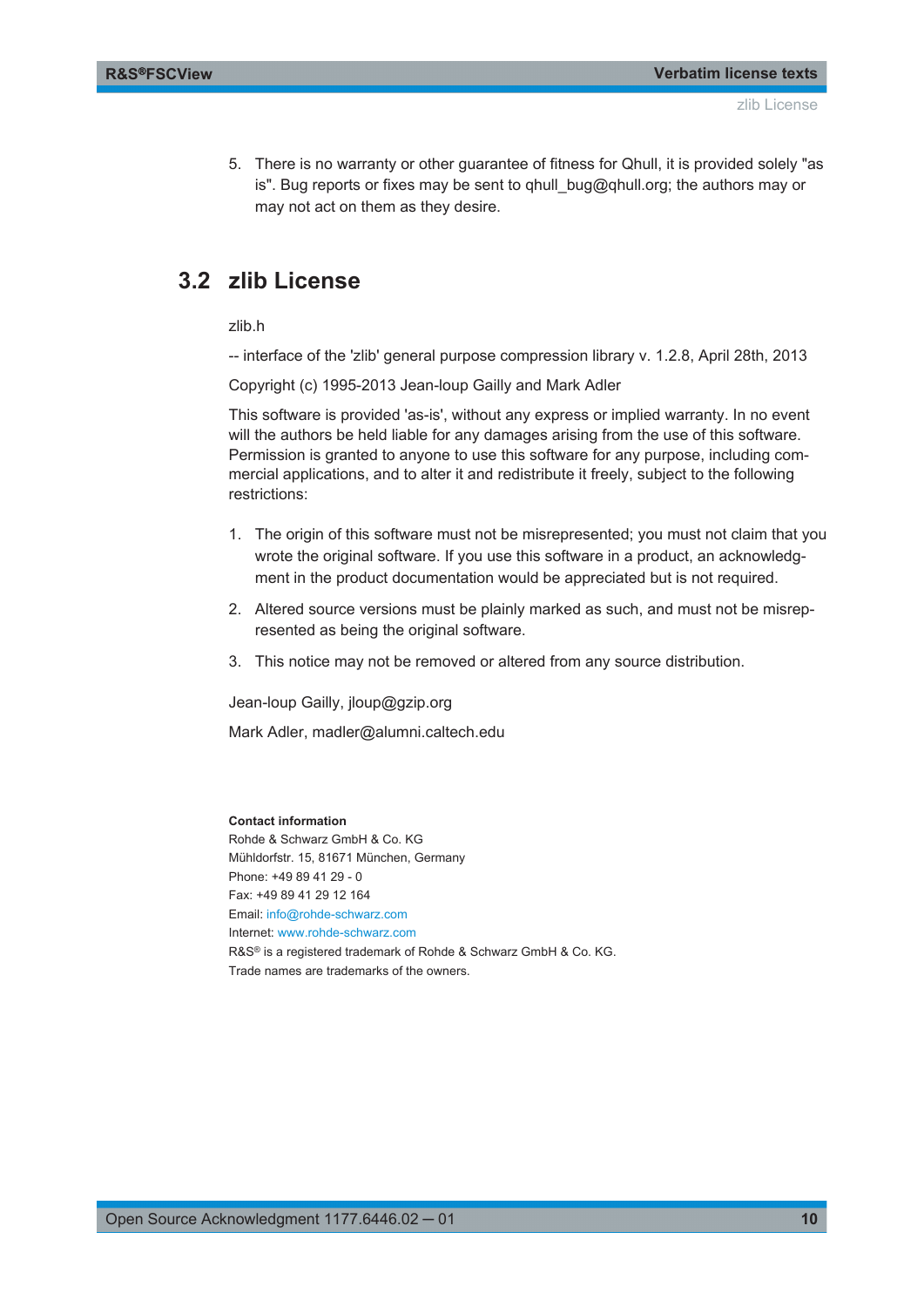5. There is no warranty or other guarantee of fitness for Qhull, it is provided solely "as is". Bug reports or fixes may be sent to qhull_bug@qhull.org; the authors may or may not act on them as they desire.

## 3.2 zlib License

zlib.h

-- interface of the 'zlib' general purpose compression library v. 1.2.8, April 28th, 2013

Copyright (c) 1995-2013 Jean-loup Gailly and Mark Adler

This software is provided 'as-is', without any express or implied warranty. In no event will the authors be held liable for any damages arising from the use of this software. Permission is granted to anyone to use this software for any purpose, including commercial applications, and to alter it and redistribute it freely, subject to the following restrictions:

1. The origin of this software must not be misrepresented; you must not claim that you wrote the original software. If you use this software in a product, an acknowledgment in the product documentation would be appreciated but is not required.
2. Altered source versions must be plainly marked as such, and must not be misrepresented as being the original software.
3. This notice may not be removed or altered from any source distribution.

Jean-loup Gailly, jloup@gzip.org

Mark Adler, madler@alumni.caltech.edu

**Contact information**
Rohde & Schwarz GmbH & Co. KG
Mühldorfstr. 15, 81671 München, Germany
Phone: +49 89 41 29 - 0
Fax: +49 89 41 29 12 164
Email: info@rohde-schwarz.com
Internet: www.rohde-schwarz.com
R&S® is a registered trademark of Rohde & Schwarz GmbH & Co. KG.
Trade names are trademarks of the owners.